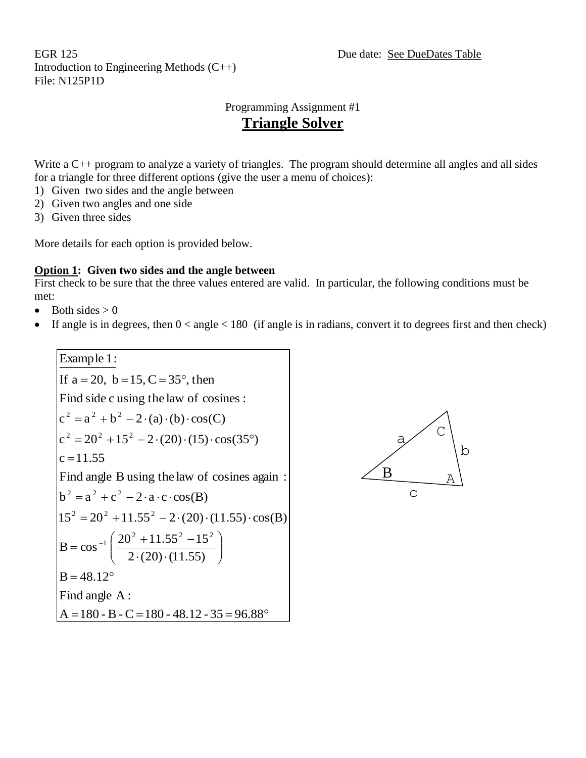EGR 125 Due date: See DueDates Table
Introduction to Engineering Methods (C++)
File: N125P1D

Programming Assignment #1

# Triangle Solver

Write a C++ program to analyze a variety of triangles. The program should determine all angles and all sides for a triangle for three different options (give the user a menu of choices):

1) Given two sides and the angle between
2) Given two angles and one side
3) Given three sides

More details for each option is provided below.

**Option 1: Given two sides and the angle between**

First check to be sure that the three values entered are valid. In particular, the following conditions must be met:

- Both sides > 0
- If angle is in degrees, then 0 < angle < 180 (if angle is in radians, convert it to degrees first and then check)

Example 1:

If $a = 20$, $b = 15$, $C = 35°$, then

Find side c using the law of cosines:

$$c^2 = a^2 + b^2 - 2 \cdot (a) \cdot (b) \cdot \cos(C)$$

$$c^2 = 20^2 + 15^2 - 2 \cdot (20) \cdot (15) \cdot \cos(35°)$$

$$c = 11.55$$

Find angle B using the law of cosines again:

$$b^2 = a^2 + c^2 - 2 \cdot a \cdot c \cdot \cos(B)$$

$$15^2 = 20^2 + 11.55^2 - 2 \cdot (20) \cdot (11.55) \cdot \cos(B)$$

$$B = \cos^{-1}\left(\frac{20^2 + 11.55^2 - 15^2}{2 \cdot (20) \cdot (11.55)}\right)$$

$$B = 48.12°$$

Find angle A:

$$A = 180 - B - C = 180 - 48.12 - 35 = 96.88°$$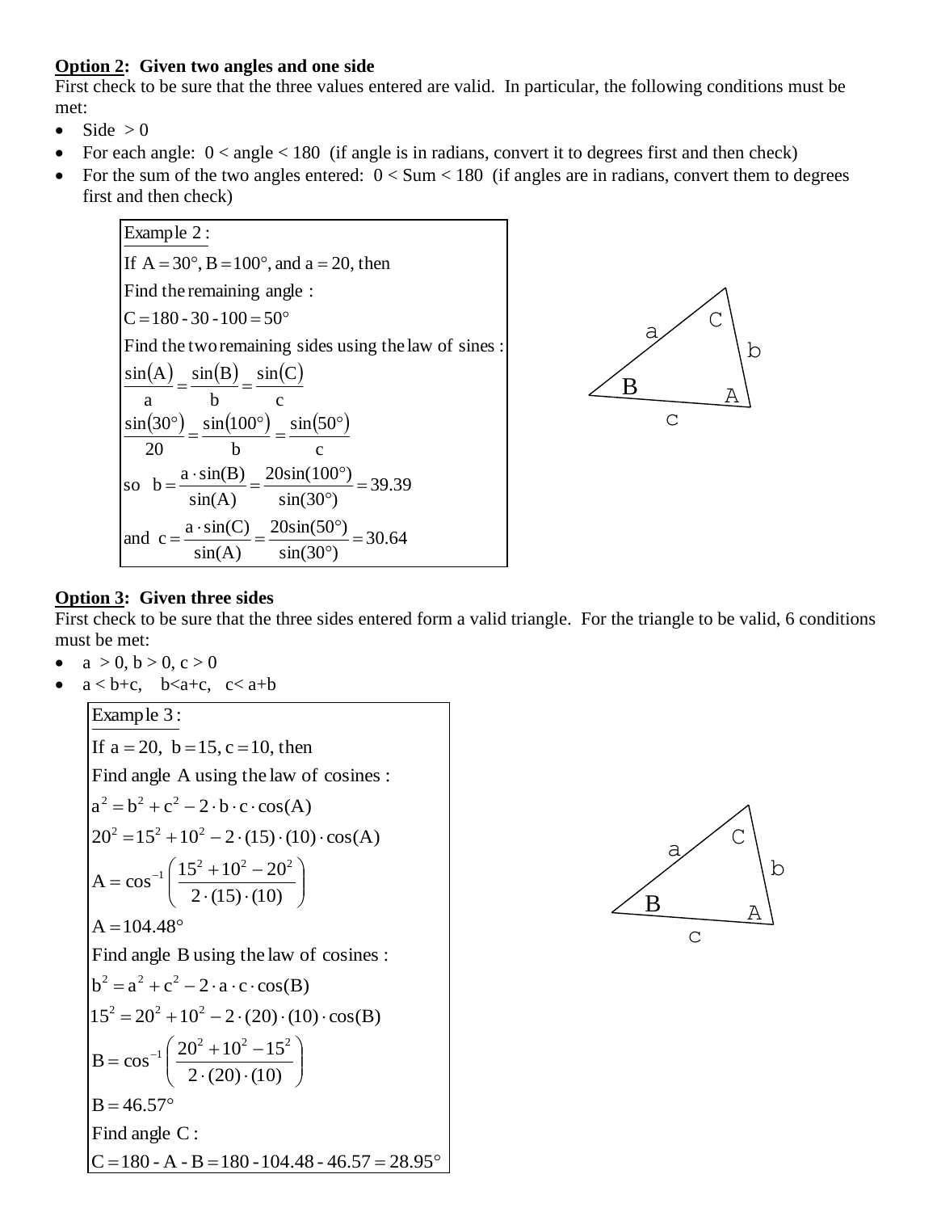**Option 2: Given two angles and one side**

First check to be sure that the three values entered are valid. In particular, the following conditions must be met:

- Side $> 0$
- For each angle: $0 <$ angle $< 180$ (if angle is in radians, convert it to degrees first and then check)
- For the sum of the two angles entered: $0 <$ Sum $< 180$ (if angles are in radians, convert them to degrees first and then check)

Example 2:

If $A = 30°$, $B = 100°$, and $a = 20$, then

Find the remaining angle:

$$C = 180 - 30 - 100 = 50°$$

Find the two remaining sides using the law of sines:

$$\frac{\sin(A)}{a} = \frac{\sin(B)}{b} = \frac{\sin(C)}{c}$$

$$\frac{\sin(30°)}{20} = \frac{\sin(100°)}{b} = \frac{\sin(50°)}{c}$$

so $b = \dfrac{a \cdot \sin(B)}{\sin(A)} = \dfrac{20\sin(100°)}{\sin(30°)} = 39.39$

and $c = \dfrac{a \cdot \sin(C)}{\sin(A)} = \dfrac{20\sin(50°)}{\sin(30°)} = 30.64$

**Option 3: Given three sides**

First check to be sure that the three sides entered form a valid triangle. For the triangle to be valid, 6 conditions must be met:

- $a > 0$, $b > 0$, $c > 0$
- $a < b+c$, $b<a+c$, $c< a+b$

Example 3:

If $a = 20$, $b = 15$, $c = 10$, then

Find angle A using the law of cosines:

$$a^2 = b^2 + c^2 - 2 \cdot b \cdot c \cdot \cos(A)$$

$$20^2 = 15^2 + 10^2 - 2 \cdot (15) \cdot (10) \cdot \cos(A)$$

$$A = \cos^{-1}\left(\frac{15^2 + 10^2 - 20^2}{2 \cdot (15) \cdot (10)}\right)$$

$$A = 104.48°$$

Find angle B using the law of cosines:

$$b^2 = a^2 + c^2 - 2 \cdot a \cdot c \cdot \cos(B)$$

$$15^2 = 20^2 + 10^2 - 2 \cdot (20) \cdot (10) \cdot \cos(B)$$

$$B = \cos^{-1}\left(\frac{20^2 + 10^2 - 15^2}{2 \cdot (20) \cdot (10)}\right)$$

$$B = 46.57°$$

Find angle C:

$$C = 180 - A - B = 180 - 104.48 - 46.57 = 28.95°$$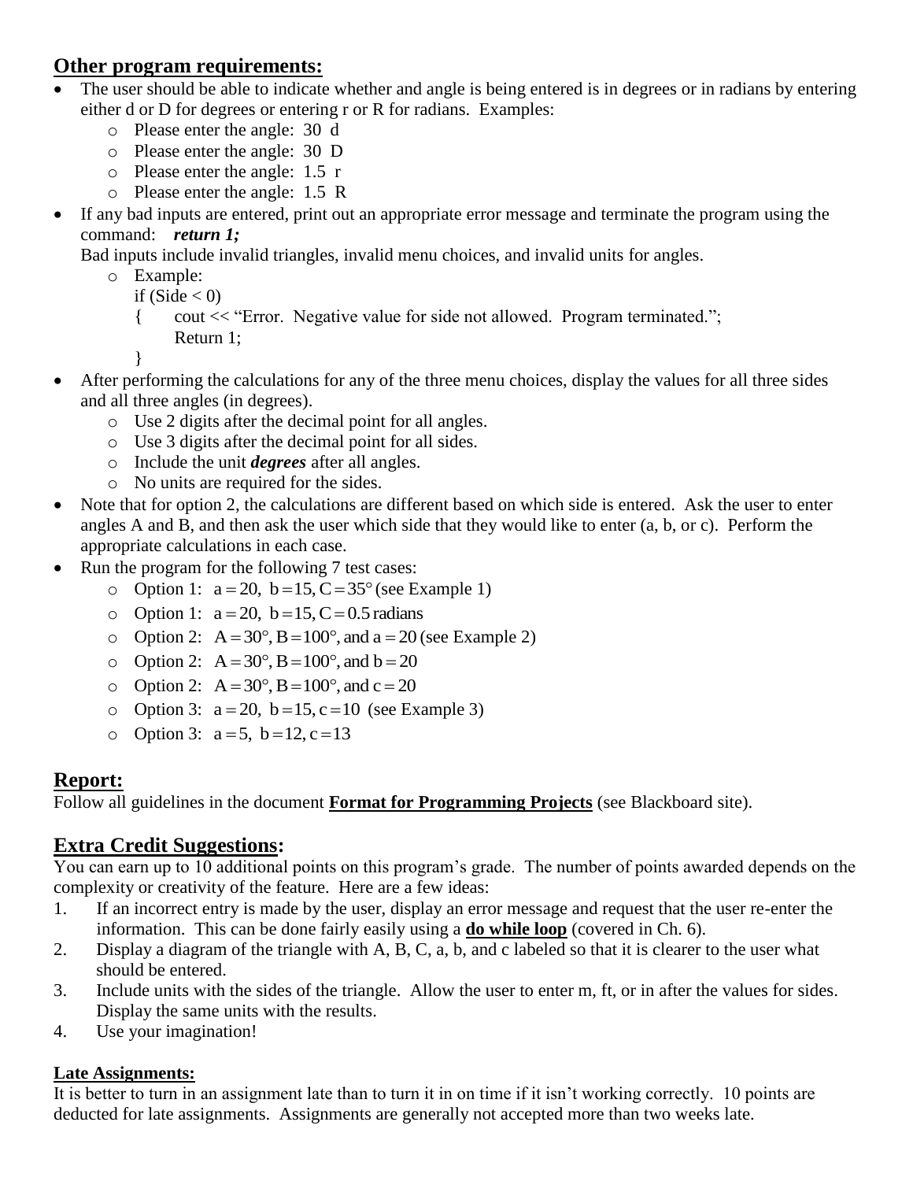## Other program requirements:

- The user should be able to indicate whether and angle is being entered is in degrees or in radians by entering either d or D for degrees or entering r or R for radians. Examples:
  - Please enter the angle: 30 d
  - Please enter the angle: 30 D
  - Please enter the angle: 1.5 r
  - Please enter the angle: 1.5 R
- If any bad inputs are entered, print out an appropriate error message and terminate the program using the command: ***return 1;***

  Bad inputs include invalid triangles, invalid menu choices, and invalid units for angles.
  - Example:

```
if (Side < 0)
{     cout << "Error.  Negative value for side not allowed.  Program terminated.";
      Return 1;
}
```

- After performing the calculations for any of the three menu choices, display the values for all three sides and all three angles (in degrees).
  - Use 2 digits after the decimal point for all angles.
  - Use 3 digits after the decimal point for all sides.
  - Include the unit ***degrees*** after all angles.
  - No units are required for the sides.
- Note that for option 2, the calculations are different based on which side is entered. Ask the user to enter angles A and B, and then ask the user which side that they would like to enter (a, b, or c). Perform the appropriate calculations in each case.
- Run the program for the following 7 test cases:
  - Option 1: $a = 20,\ b = 15, C = 35°$ (see Example 1)
  - Option 1: $a = 20,\ b = 15, C = 0.5\ \text{radians}$
  - Option 2: $A = 30°, B = 100°$, and $a = 20$ (see Example 2)
  - Option 2: $A = 30°, B = 100°$, and $b = 20$
  - Option 2: $A = 30°, B = 100°$, and $c = 20$
  - Option 3: $a = 20,\ b = 15, c = 10$ (see Example 3)
  - Option 3: $a = 5,\ b = 12, c = 13$

## Report:

Follow all guidelines in the document **Format for Programming Projects** (see Blackboard site).

## Extra Credit Suggestions:

You can earn up to 10 additional points on this program's grade. The number of points awarded depends on the complexity or creativity of the feature. Here are a few ideas:

1. If an incorrect entry is made by the user, display an error message and request that the user re-enter the information. This can be done fairly easily using a **do while loop** (covered in Ch. 6).
2. Display a diagram of the triangle with A, B, C, a, b, and c labeled so that it is clearer to the user what should be entered.
3. Include units with the sides of the triangle. Allow the user to enter m, ft, or in after the values for sides. Display the same units with the results.
4. Use your imagination!

**Late Assignments:**

It is better to turn in an assignment late than to turn it in on time if it isn't working correctly. 10 points are deducted for late assignments. Assignments are generally not accepted more than two weeks late.